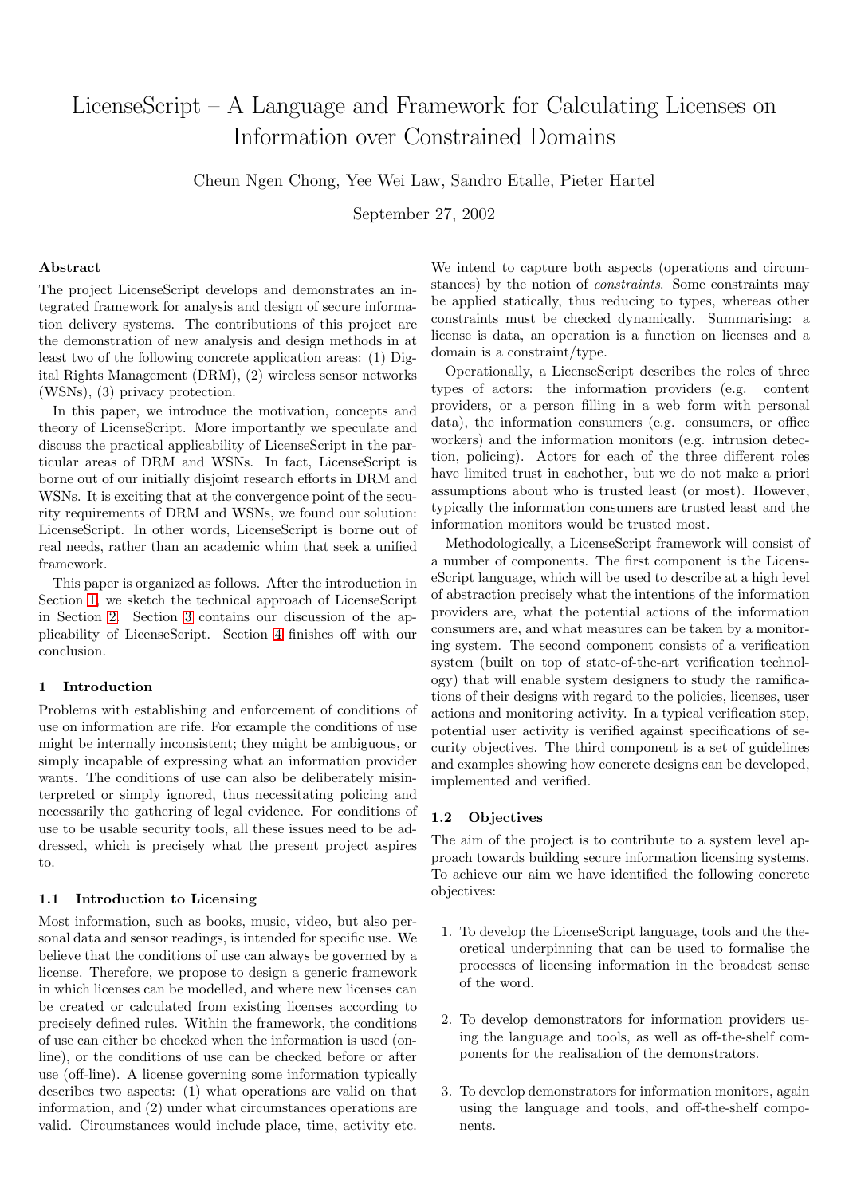# LicenseScript – A Language and Framework for Calculating Licenses on Information over Constrained Domains

Cheun Ngen Chong, Yee Wei Law, Sandro Etalle, Pieter Hartel

September 27, 2002

### Abstract

The project LicenseScript develops and demonstrates an integrated framework for analysis and design of secure information delivery systems. The contributions of this project are the demonstration of new analysis and design methods in at least two of the following concrete application areas: (1) Digital Rights Management (DRM), (2) wireless sensor networks (WSNs), (3) privacy protection.

In this paper, we introduce the motivation, concepts and theory of LicenseScript. More importantly we speculate and discuss the practical applicability of LicenseScript in the particular areas of DRM and WSNs. In fact, LicenseScript is borne out of our initially disjoint research efforts in DRM and WSNs. It is exciting that at the convergence point of the security requirements of DRM and WSNs, we found our solution: LicenseScript. In other words, LicenseScript is borne out of real needs, rather than an academic whim that seek a unified framework.

This paper is organized as follows. After the introduction in Section 1, we sketch the technical approach of LicenseScript in Section 2. Section 3 contains our discussion of the applicability of LicenseScript. Section 4 finishes off with our conclusion.

## 1 Introduction

Problems with establishing and enforcement of conditions of use on information are rife. For example the conditions of use might be internally inconsistent; they might be ambiguous, or simply incapable of expressing what an information provider wants. The conditions of use can also be deliberately misinterpreted or simply ignored, thus necessitating policing and necessarily the gathering of legal evidence. For conditions of use to be usable security tools, all these issues need to be addressed, which is precisely what the present project aspires to.

### 1.1 Introduction to Licensing

Most information, such as books, music, video, but also personal data and sensor readings, is intended for specific use. We believe that the conditions of use can always be governed by a license. Therefore, we propose to design a generic framework in which licenses can be modelled, and where new licenses can be created or calculated from existing licenses according to precisely defined rules. Within the framework, the conditions of use can either be checked when the information is used (online), or the conditions of use can be checked before or after use (off-line). A license governing some information typically describes two aspects: (1) what operations are valid on that information, and (2) under what circumstances operations are valid. Circumstances would include place, time, activity etc. We intend to capture both aspects (operations and circumstances) by the notion of *constraints*. Some constraints may be applied statically, thus reducing to types, whereas other constraints must be checked dynamically. Summarising: a license is data, an operation is a function on licenses and a domain is a constraint/type.

Operationally, a LicenseScript describes the roles of three types of actors: the information providers (e.g. content providers, or a person filling in a web form with personal data), the information consumers (e.g. consumers, or office workers) and the information monitors (e.g. intrusion detection, policing). Actors for each of the three different roles have limited trust in eachother, but we do not make a priori assumptions about who is trusted least (or most). However, typically the information consumers are trusted least and the information monitors would be trusted most.

Methodologically, a LicenseScript framework will consist of a number of components. The first component is the LicenseScript language, which will be used to describe at a high level of abstraction precisely what the intentions of the information providers are, what the potential actions of the information consumers are, and what measures can be taken by a monitoring system. The second component consists of a verification system (built on top of state-of-the-art verification technology) that will enable system designers to study the ramifications of their designs with regard to the policies, licenses, user actions and monitoring activity. In a typical verification step, potential user activity is verified against specifications of security objectives. The third component is a set of guidelines and examples showing how concrete designs can be developed, implemented and verified.

### 1.2 Objectives

The aim of the project is to contribute to a system level approach towards building secure information licensing systems. To achieve our aim we have identified the following concrete objectives:

1. To develop the LicenseScript language, tools and the theoretical underpinning that can be used to formalise the processes of licensing information in the broadest sense of the word.

2. To develop demonstrators for information providers using the language and tools, as well as off-the-shelf components for the realisation of the demonstrators.

3. To develop demonstrators for information monitors, again using the language and tools, and off-the-shelf components.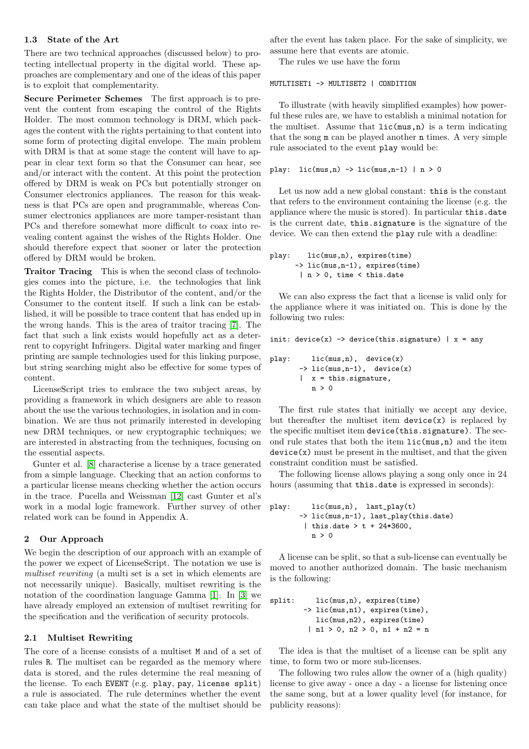### 1.3 State of the Art

There are two technical approaches (discussed below) to protecting intellectual property in the digital world. These approaches are complementary and one of the ideas of this paper is to exploit that complementarity.

**Secure Perimeter Schemes** The first approach is to prevent the content from escaping the control of the Rights Holder. The most common technology is DRM, which packages the content with the rights pertaining to that content into some form of protecting digital envelope. The main problem with DRM is that at some stage the content will have to appear in clear text form so that the Consumer can hear, see and/or interact with the content. At this point the protection offered by DRM is weak on PCs but potentially stronger on Consumer electronics appliances. The reason for this weakness is that PCs are open and programmable, whereas Consumer electronics appliances are more tamper-resistant than PCs and therefore somewhat more difficult to coax into revealing content against the wishes of the Rights Holder. One should therefore expect that sooner or later the protection offered by DRM would be broken.

**Traitor Tracing** This is when the second class of technologies comes into the picture, i.e. the technologies that link the Rights Holder, the Distributor of the content, and/or the Consumer to the content itself. If such a link can be established, it will be possible to trace content that has ended up in the wrong hands. This is the area of traitor tracing [7]. The fact that such a link exists would hopefully act as a deterrent to copyright Infringers. Digital water marking and finger printing are sample technologies used for this linking purpose, but string searching might also be effective for some types of content.

LicenseScript tries to embrace the two subject areas, by providing a framework in which designers are able to reason about the use the various technologies, in isolation and in combination. We are thus not primarily interested in developing new DRM techniques, or new cryptographic techniques; we are interested in abstracting from the techniques, focusing on the essential aspects.

Gunter et al. [8] characterise a license by a trace generated from a simple language. Checking that an action conforms to a particular license means checking whether the action occurs in the trace. Pucella and Weissman [12] cast Gunter et al's work in a modal logic framework. Further survey of other related work can be found in Appendix A.

## 2 Our Approach

We begin the description of our approach with an example of the power we expect of LicenseScript. The notation we use is *multiset rewriting* (a multi set is a set in which elements are not necessarily unique). Basically, multiset rewriting is the notation of the coordination language Gamma [1]. In [3] we have already employed an extension of multiset rewriting for the specification and the verification of security protocols.

### 2.1 Multiset Rewriting

The core of a license consists of a multiset `M` and of a set of rules `R`. The multiset can be regarded as the memory where data is stored, and the rules determine the real meaning of the license. To each `EVENT` (e.g. `play`, `pay`, `license split`) a rule is associated. The rule determines whether the event can take place and what the state of the multiset should be after the event has taken place. For the sake of simplicity, we assume here that events are atomic.

The rules we use have the form

```
MUTLTISET1 -> MULTISET2 | CONDITION
```

To illustrate (with heavily simplified examples) how powerful these rules are, we have to establish a minimal notation for the multiset. Assume that `lic(mus,n)` is a term indicating that the song `m` can be played another `n` times. A very simple rule associated to the event `play` would be:

```
play:  lic(mus,n) -> lic(mus,n-1) | n > 0
```

Let us now add a new global constant: `this` is the constant that refers to the environment containing the license (e.g. the appliance where the music is stored). In particular `this.date` is the current date, `this.signature` is the signature of the device. We can then extend the `play` rule with a deadline:

```
play:    lic(mus,n), expires(time)
      -> lic(mus,n-1), expires(time)
       | n > 0, time < this.date
```

We can also express the fact that a license is valid only for the appliance where it was initiated on. This is done by the following two rules:

```
init: device(x) -> device(this.signature) | x = any
```

```
play:     lic(mus,n),  device(x)
       -> lic(mus,n-1),  device(x)
       |  x = this.signature,
          n > 0
```

The first rule states that initially we accept any device, but thereafter the multiset item `device(x)` is replaced by the specific multiset item `device(this.signature)`. The second rule states that both the item `lic(mus,n)` and the item `device(x)` must be present in the multiset, and that the given constraint condition must be satisfied.

The following license allows playing a song only once in 24 hours (assuming that `this.date` is expressed in seconds):

```
play:     lic(mus,n),  last_play(t)
       -> lic(mus,n-1), last_play(this.date)
        | this.date > t + 24*3600,
          n > 0
```

A license can be split, so that a sub-license can eventually be moved to another authorized domain. The basic mechanism is the following:

```
split:     lic(mus,n), expires(time)
        -> lic(mus,n1), expires(time),
           lic(mus,n2), expires(time)
         | n1 > 0, n2 > 0, n1 + n2 = n
```

The idea is that the multiset of a license can be split any time, to form two or more sub-licenses.

The following two rules allow the owner of a (high quality) license to give away - once a day - a license for listening once the same song, but at a lower quality level (for instance, for publicity reasons):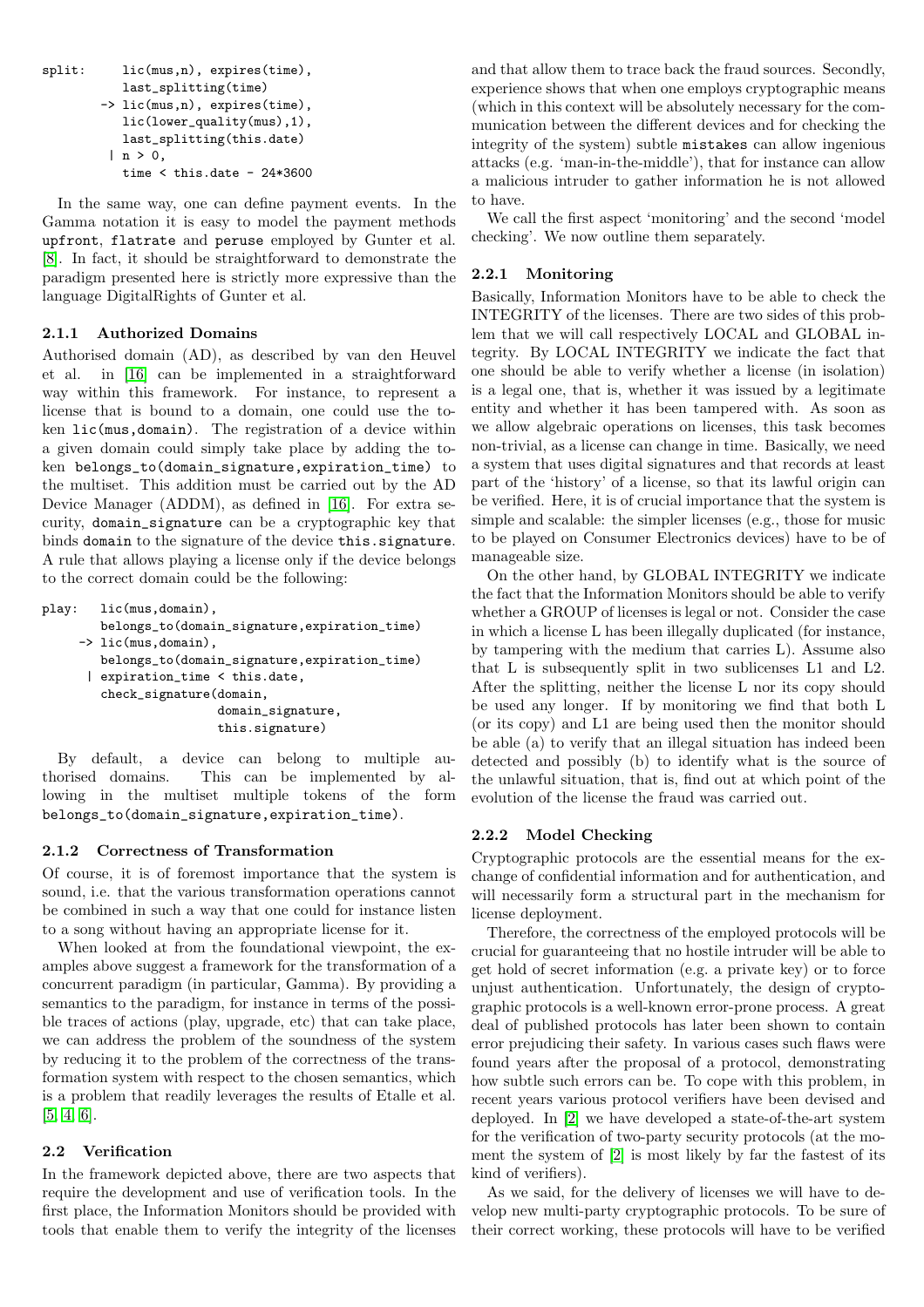```
split:      lic(mus,n), expires(time),
            last_splitting(time)
         -> lic(mus,n), expires(time),
            lic(lower_quality(mus),1),
            last_splitting(this.date)
          | n > 0,
            time < this.date - 24*3600
```

In the same way, one can define payment events. In the Gamma notation it is easy to model the payment methods upfront, flatrate and peruse employed by Gunter et al. [8]. In fact, it should be straightforward to demonstrate the paradigm presented here is strictly more expressive than the language DigitalRights of Gunter et al.

### 2.1.1 Authorized Domains

Authorised domain (AD), as described by van den Heuvel et al. in [16] can be implemented in a straightforward way within this framework. For instance, to represent a license that is bound to a domain, one could use the token lic(mus,domain). The registration of a device within a given domain could simply take place by adding the token belongs_to(domain_signature,expiration_time) to the multiset. This addition must be carried out by the AD Device Manager (ADDM), as defined in [16]. For extra security, domain_signature can be a cryptographic key that binds domain to the signature of the device this.signature. A rule that allows playing a license only if the device belongs to the correct domain could be the following:

```
play:   lic(mus,domain),
        belongs_to(domain_signature,expiration_time)
     -> lic(mus,domain),
        belongs_to(domain_signature,expiration_time)
      | expiration_time < this.date,
        check_signature(domain,
                        domain_signature,
                        this.signature)
```

By default, a device can belong to multiple authorised domains. This can be implemented by allowing in the multiset multiple tokens of the form belongs_to(domain_signature,expiration_time).

### 2.1.2 Correctness of Transformation

Of course, it is of foremost importance that the system is sound, i.e. that the various transformation operations cannot be combined in such a way that one could for instance listen to a song without having an appropriate license for it.

When looked at from the foundational viewpoint, the examples above suggest a framework for the transformation of a concurrent paradigm (in particular, Gamma). By providing a semantics to the paradigm, for instance in terms of the possible traces of actions (play, upgrade, etc) that can take place, we can address the problem of the soundness of the system by reducing it to the problem of the correctness of the transformation system with respect to the chosen semantics, which is a problem that readily leverages the results of Etalle et al. [5, 4, 6].

## 2.2 Verification

In the framework depicted above, there are two aspects that require the development and use of verification tools. In the first place, the Information Monitors should be provided with tools that enable them to verify the integrity of the licenses and that allow them to trace back the fraud sources. Secondly, experience shows that when one employs cryptographic means (which in this context will be absolutely necessary for the communication between the different devices and for checking the integrity of the system) subtle mistakes can allow ingenious attacks (e.g. 'man-in-the-middle'), that for instance can allow a malicious intruder to gather information he is not allowed to have.

We call the first aspect 'monitoring' and the second 'model checking'. We now outline them separately.

### 2.2.1 Monitoring

Basically, Information Monitors have to be able to check the INTEGRITY of the licenses. There are two sides of this problem that we will call respectively LOCAL and GLOBAL integrity. By LOCAL INTEGRITY we indicate the fact that one should be able to verify whether a license (in isolation) is a legal one, that is, whether it was issued by a legitimate entity and whether it has been tampered with. As soon as we allow algebraic operations on licenses, this task becomes non-trivial, as a license can change in time. Basically, we need a system that uses digital signatures and that records at least part of the 'history' of a license, so that its lawful origin can be verified. Here, it is of crucial importance that the system is simple and scalable: the simpler licenses (e.g., those for music to be played on Consumer Electronics devices) have to be of manageable size.

On the other hand, by GLOBAL INTEGRITY we indicate the fact that the Information Monitors should be able to verify whether a GROUP of licenses is legal or not. Consider the case in which a license L has been illegally duplicated (for instance, by tampering with the medium that carries L). Assume also that L is subsequently split in two sublicenses L1 and L2. After the splitting, neither the license L nor its copy should be used any longer. If by monitoring we find that both L (or its copy) and L1 are being used then the monitor should be able (a) to verify that an illegal situation has indeed been detected and possibly (b) to identify what is the source of the unlawful situation, that is, find out at which point of the evolution of the license the fraud was carried out.

### 2.2.2 Model Checking

Cryptographic protocols are the essential means for the exchange of confidential information and for authentication, and will necessarily form a structural part in the mechanism for license deployment.

Therefore, the correctness of the employed protocols will be crucial for guaranteeing that no hostile intruder will be able to get hold of secret information (e.g. a private key) or to force unjust authentication. Unfortunately, the design of cryptographic protocols is a well-known error-prone process. A great deal of published protocols has later been shown to contain error prejudicing their safety. In various cases such flaws were found years after the proposal of a protocol, demonstrating how subtle such errors can be. To cope with this problem, in recent years various protocol verifiers have been devised and deployed. In [2] we have developed a state-of-the-art system for the verification of two-party security protocols (at the moment the system of [2] is most likely by far the fastest of its kind of verifiers).

As we said, for the delivery of licenses we will have to develop new multi-party cryptographic protocols. To be sure of their correct working, these protocols will have to be verified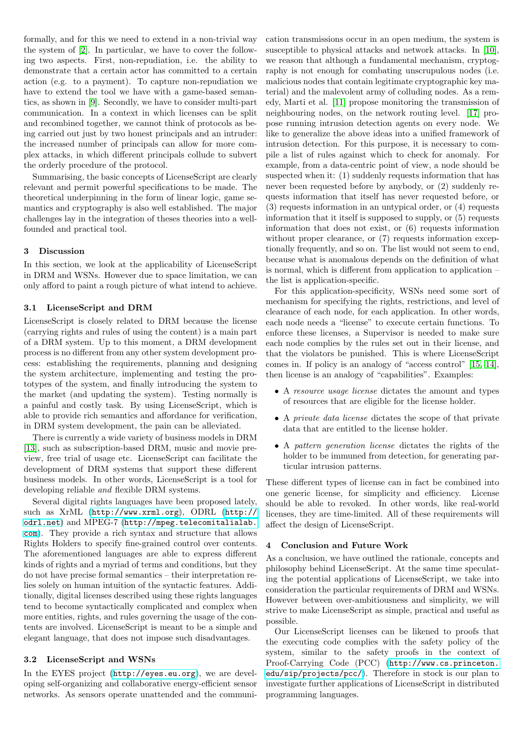formally, and for this we need to extend in a non-trivial way the system of [2]. In particular, we have to cover the following two aspects. First, non-repudiation, i.e. the ability to demonstrate that a certain actor has committed to a certain action (e.g. to a payment). To capture non-repudiation we have to extend the tool we have with a game-based semantics, as shown in [9]. Secondly, we have to consider multi-part communication. In a context in which licenses can be split and recombined together, we cannot think of protocols as being carried out just by two honest principals and an intruder: the increased number of principals can allow for more complex attacks, in which different principals collude to subvert the orderly procedure of the protocol.

Summarising, the basic concepts of LicenseScript are clearly relevant and permit powerful specifications to be made. The theoretical underpinning in the form of linear logic, game semantics and cryptography is also well established. The major challenges lay in the integration of theses theories into a well-founded and practical tool.

## 3 Discussion

In this section, we look at the applicability of LicenseScript in DRM and WSNs. However due to space limitation, we can only afford to paint a rough picture of what intend to achieve.

### 3.1 LicenseScript and DRM

LicenseScript is closely related to DRM because the license (carrying rights and rules of using the content) is a main part of a DRM system. Up to this moment, a DRM development process is no different from any other system development process: establishing the requirements, planning and designing the system architecture, implementing and testing the prototypes of the system, and finally introducing the system to the market (and updating the system). Testing normally is a painful and costly task. By using LicenseScript, which is able to provide rich semantics and affordance for verification, in DRM system development, the pain can be alleviated.

There is currently a wide variety of business models in DRM [13], such as subscription-based DRM, music and movie preview, free trial of usage etc. LicenseScript can facilitate the development of DRM systems that support these different business models. In other words, LicenseScript is a tool for developing reliable *and* flexible DRM systems.

Several digital rights languages have been proposed lately, such as XrML (http://www.xrml.org), ODRL (http://odrl.net) and MPEG-7 (http://mpeg.telecomitalialab.com). They provide a rich syntax and structure that allows Rights Holders to specify fine-grained control over contents. The aforementioned languages are able to express different kinds of rights and a myriad of terms and conditions, but they do not have precise formal semantics – their interpretation relies solely on human intuition of the syntactic features. Additionally, digital licenses described using these rights languages tend to become syntactically complicated and complex when more entities, rights, and rules governing the usage of the contents are involved. LicenseScript is meant to be a simple and elegant language, that does not impose such disadvantages.

### 3.2 LicenseScript and WSNs

In the EYES project (http://eyes.eu.org), we are developing self-organizing and collaborative energy-efficient sensor networks. As sensors operate unattended and the communication transmissions occur in an open medium, the system is susceptible to physical attacks and network attacks. In [10], we reason that although a fundamental mechanism, cryptography is not enough for combating unscrupulous nodes (i.e. malicious nodes that contain legitimate cryptographic key material) and the malevolent army of colluding nodes. As a remedy, Marti et al. [11] propose monitoring the transmission of neighbouring nodes, on the network routing level. [17] propose running intrusion detection agents on every node. We like to generalize the above ideas into a unified framework of intrusion detection. For this purpose, it is necessary to compile a list of rules against which to check for anomaly. For example, from a data-centric point of view, a node should be suspected when it: (1) suddenly requests information that has never been requested before by anybody, or (2) suddenly requests information that itself has never requested before, or (3) requests information in an untypical order, or (4) requests information that it itself is supposed to supply, or (5) requests information that does not exist, or (6) requests information without proper clearance, or (7) requests information exceptionally frequently, and so on. The list would not seem to end, because what is anomalous depends on the definition of what is normal, which is different from application to application – the list is application-specific.

For this application-specificity, WSNs need some sort of mechanism for specifying the rights, restrictions, and level of clearance of each node, for each application. In other words, each node needs a "license" to execute certain functions. To enforce these licenses, a Supervisor is needed to make sure each node complies by the rules set out in their license, and that the violators be punished. This is where LicenseScript comes in. If policy is an analogy of "access control" [15, 14], then license is an analogy of "capabilities". Examples:

- A *resource usage license* dictates the amount and types of resources that are eligible for the license holder.
- A *private data license* dictates the scope of that private data that are entitled to the license holder.
- A *pattern generation license* dictates the rights of the holder to be immuned from detection, for generating particular intrusion patterns.

These different types of license can in fact be combined into one generic license, for simplicity and efficiency. License should be able to revoked. In other words, like real-world licenses, they are time-limited. All of these requirements will affect the design of LicenseScript.

## 4 Conclusion and Future Work

As a conclusion, we have outlined the rationale, concepts and philosophy behind LicenseScript. At the same time speculating the potential applications of LicenseScript, we take into consideration the particular requirements of DRM and WSNs. However between over-ambitiousness and simplicity, we will strive to make LicenseScript as simple, practical and useful as possible.

Our LicenseScript licenses can be likened to proofs that the executing code complies with the safety policy of the system, similar to the safety proofs in the context of Proof-Carrying Code (PCC) (http://www.cs.princeton.edu/sip/projects/pcc/). Therefore in stock is our plan to investigate further applications of LicenseScript in distributed programming languages.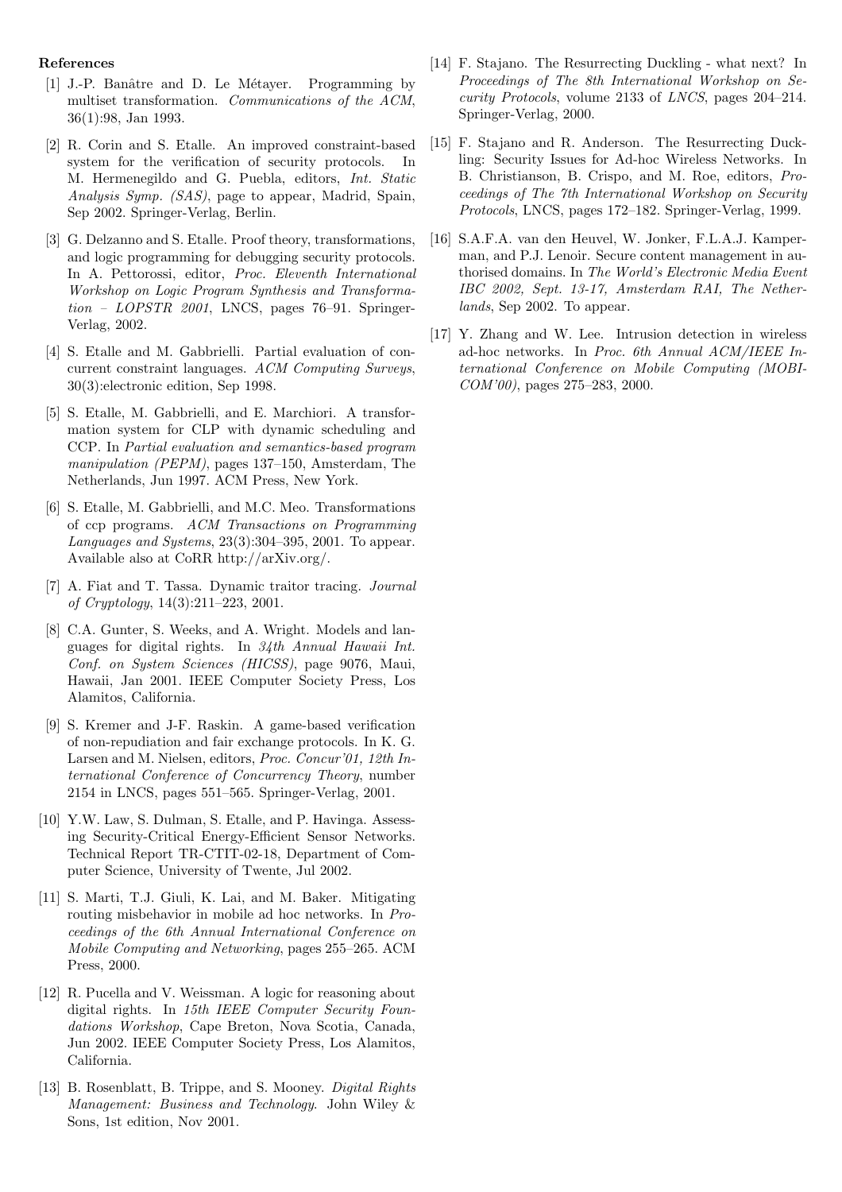## References

[1] J.-P. Banâtre and D. Le Métayer. Programming by multiset transformation. *Communications of the ACM*, 36(1):98, Jan 1993.

[2] R. Corin and S. Etalle. An improved constraint-based system for the verification of security protocols. In M. Hermenegildo and G. Puebla, editors, *Int. Static Analysis Symp. (SAS)*, page to appear, Madrid, Spain, Sep 2002. Springer-Verlag, Berlin.

[3] G. Delzanno and S. Etalle. Proof theory, transformations, and logic programming for debugging security protocols. In A. Pettorossi, editor, *Proc. Eleventh International Workshop on Logic Program Synthesis and Transformation – LOPSTR 2001*, LNCS, pages 76–91. Springer-Verlag, 2002.

[4] S. Etalle and M. Gabbrielli. Partial evaluation of concurrent constraint languages. *ACM Computing Surveys*, 30(3):electronic edition, Sep 1998.

[5] S. Etalle, M. Gabbrielli, and E. Marchiori. A transformation system for CLP with dynamic scheduling and CCP. In *Partial evaluation and semantics-based program manipulation (PEPM)*, pages 137–150, Amsterdam, The Netherlands, Jun 1997. ACM Press, New York.

[6] S. Etalle, M. Gabbrielli, and M.C. Meo. Transformations of ccp programs. *ACM Transactions on Programming Languages and Systems*, 23(3):304–395, 2001. To appear. Available also at CoRR http://arXiv.org/.

[7] A. Fiat and T. Tassa. Dynamic traitor tracing. *Journal of Cryptology*, 14(3):211–223, 2001.

[8] C.A. Gunter, S. Weeks, and A. Wright. Models and languages for digital rights. In *34th Annual Hawaii Int. Conf. on System Sciences (HICSS)*, page 9076, Maui, Hawaii, Jan 2001. IEEE Computer Society Press, Los Alamitos, California.

[9] S. Kremer and J-F. Raskin. A game-based verification of non-repudiation and fair exchange protocols. In K. G. Larsen and M. Nielsen, editors, *Proc. Concur'01, 12th International Conference of Concurrency Theory*, number 2154 in LNCS, pages 551–565. Springer-Verlag, 2001.

[10] Y.W. Law, S. Dulman, S. Etalle, and P. Havinga. Assessing Security-Critical Energy-Efficient Sensor Networks. Technical Report TR-CTIT-02-18, Department of Computer Science, University of Twente, Jul 2002.

[11] S. Marti, T.J. Giuli, K. Lai, and M. Baker. Mitigating routing misbehavior in mobile ad hoc networks. In *Proceedings of the 6th Annual International Conference on Mobile Computing and Networking*, pages 255–265. ACM Press, 2000.

[12] R. Pucella and V. Weissman. A logic for reasoning about digital rights. In *15th IEEE Computer Security Foundations Workshop*, Cape Breton, Nova Scotia, Canada, Jun 2002. IEEE Computer Society Press, Los Alamitos, California.

[13] B. Rosenblatt, B. Trippe, and S. Mooney. *Digital Rights Management: Business and Technology.* John Wiley & Sons, 1st edition, Nov 2001.

[14] F. Stajano. The Resurrecting Duckling - what next? In *Proceedings of The 8th International Workshop on Security Protocols*, volume 2133 of *LNCS*, pages 204–214. Springer-Verlag, 2000.

[15] F. Stajano and R. Anderson. The Resurrecting Duckling: Security Issues for Ad-hoc Wireless Networks. In B. Christianson, B. Crispo, and M. Roe, editors, *Proceedings of The 7th International Workshop on Security Protocols*, LNCS, pages 172–182. Springer-Verlag, 1999.

[16] S.A.F.A. van den Heuvel, W. Jonker, F.L.A.J. Kamperman, and P.J. Lenoir. Secure content management in authorised domains. In *The World's Electronic Media Event IBC 2002, Sept. 13-17, Amsterdam RAI, The Netherlands*, Sep 2002. To appear.

[17] Y. Zhang and W. Lee. Intrusion detection in wireless ad-hoc networks. In *Proc. 6th Annual ACM/IEEE International Conference on Mobile Computing (MOBICOM'00)*, pages 275–283, 2000.